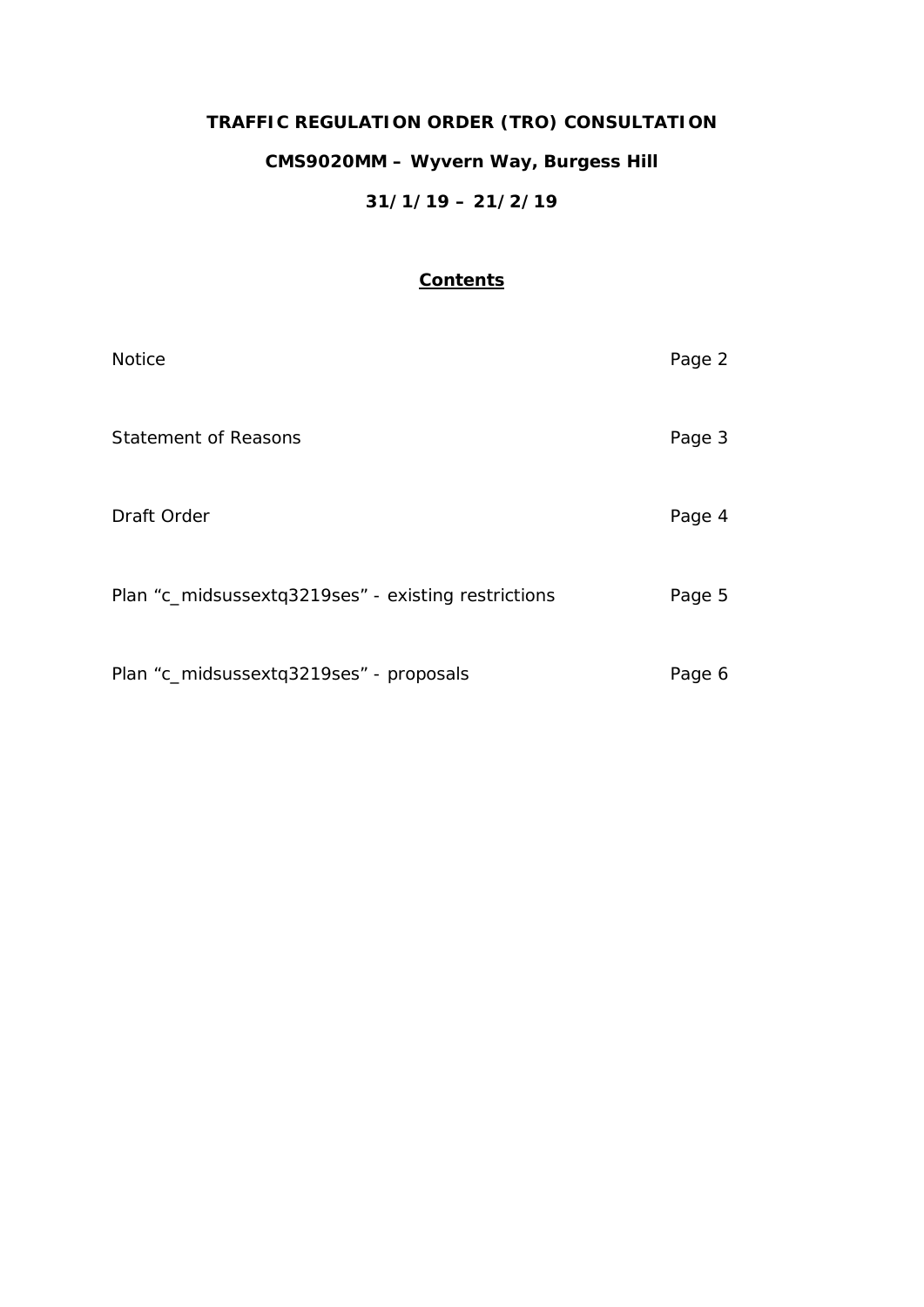# TRAFFIC REGULATION ORDER (TRO) CONSULTATION

## CMS9020MM – Wyvern Way, Burgess Hill

## 31/1/19 – 21/2/19

### Contents

| | |
|---|---|
| Notice | Page 2 |
| Statement of Reasons | Page 3 |
| Draft Order | Page 4 |
| Plan “c_midsussextq3219ses” - existing restrictions | Page 5 |
| Plan “c_midsussextq3219ses” - proposals | Page 6 |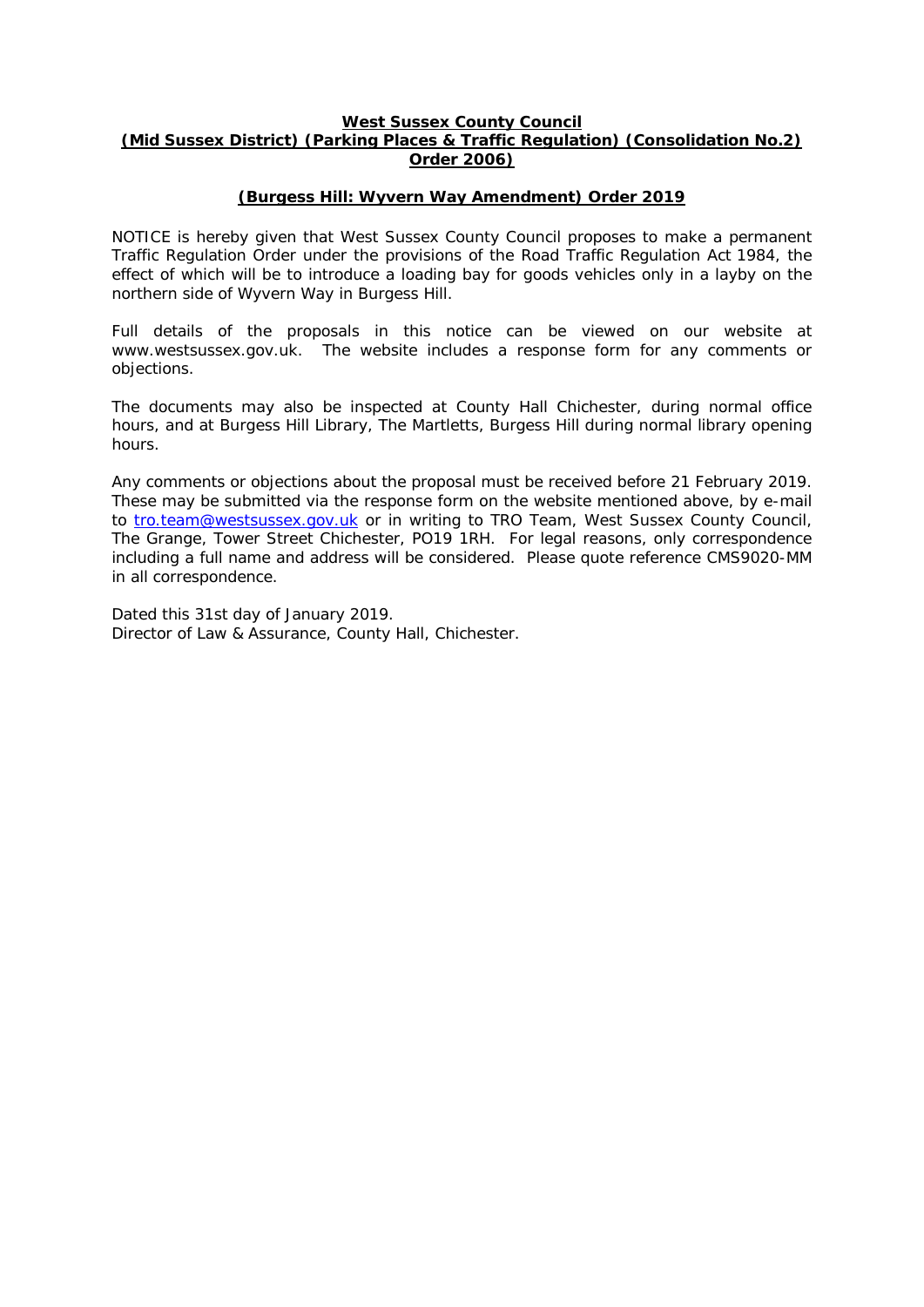**West Sussex County Council**
**(Mid Sussex District) (Parking Places & Traffic Regulation) (Consolidation No.2) Order 2006)**

**(Burgess Hill: Wyvern Way Amendment) Order 2019**

NOTICE is hereby given that West Sussex County Council proposes to make a permanent Traffic Regulation Order under the provisions of the Road Traffic Regulation Act 1984, the effect of which will be to introduce a loading bay for goods vehicles only in a layby on the northern side of Wyvern Way in Burgess Hill.

Full details of the proposals in this notice can be viewed on our website at www.westsussex.gov.uk. The website includes a response form for any comments or objections.

The documents may also be inspected at County Hall Chichester, during normal office hours, and at Burgess Hill Library, The Martletts, Burgess Hill during normal library opening hours.

Any comments or objections about the proposal must be received before 21 February 2019. These may be submitted via the response form on the website mentioned above, by e-mail to tro.team@westsussex.gov.uk or in writing to TRO Team, West Sussex County Council, The Grange, Tower Street Chichester, PO19 1RH. For legal reasons, only correspondence including a full name and address will be considered. Please quote reference CMS9020-MM in all correspondence.

Dated this 31st day of January 2019.
Director of Law & Assurance, County Hall, Chichester.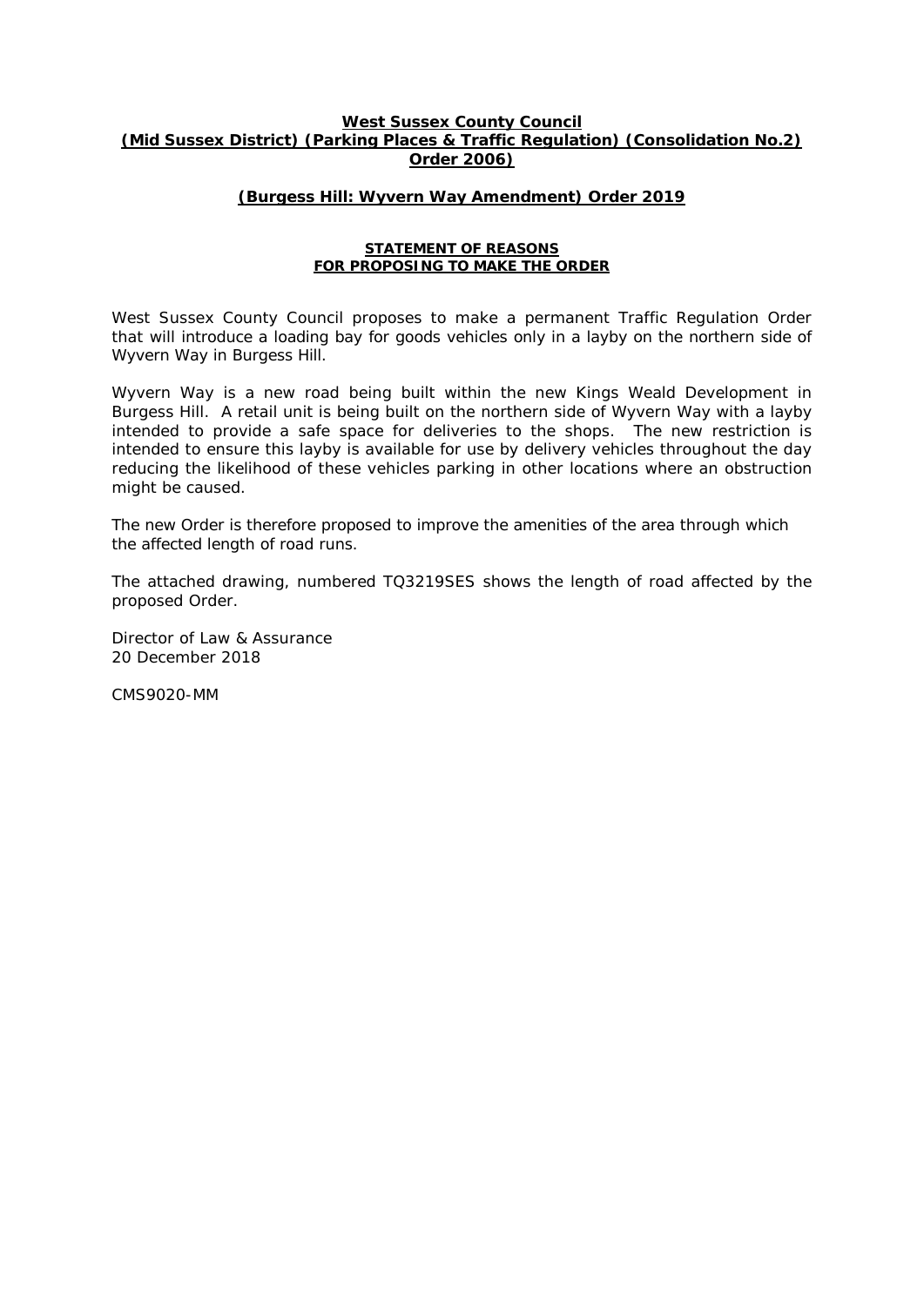**West Sussex County Council**
**(Mid Sussex District) (Parking Places & Traffic Regulation) (Consolidation No.2) Order 2006)**

**(Burgess Hill: Wyvern Way Amendment) Order 2019**

**STATEMENT OF REASONS**
**FOR PROPOSING TO MAKE THE ORDER**

West Sussex County Council proposes to make a permanent Traffic Regulation Order that will introduce a loading bay for goods vehicles only in a layby on the northern side of Wyvern Way in Burgess Hill.

Wyvern Way is a new road being built within the new Kings Weald Development in Burgess Hill. A retail unit is being built on the northern side of Wyvern Way with a layby intended to provide a safe space for deliveries to the shops. The new restriction is intended to ensure this layby is available for use by delivery vehicles throughout the day reducing the likelihood of these vehicles parking in other locations where an obstruction might be caused.

The new Order is therefore proposed to improve the amenities of the area through which the affected length of road runs.

The attached drawing, numbered TQ3219SES shows the length of road affected by the proposed Order.

Director of Law & Assurance
20 December 2018

CMS9020-MM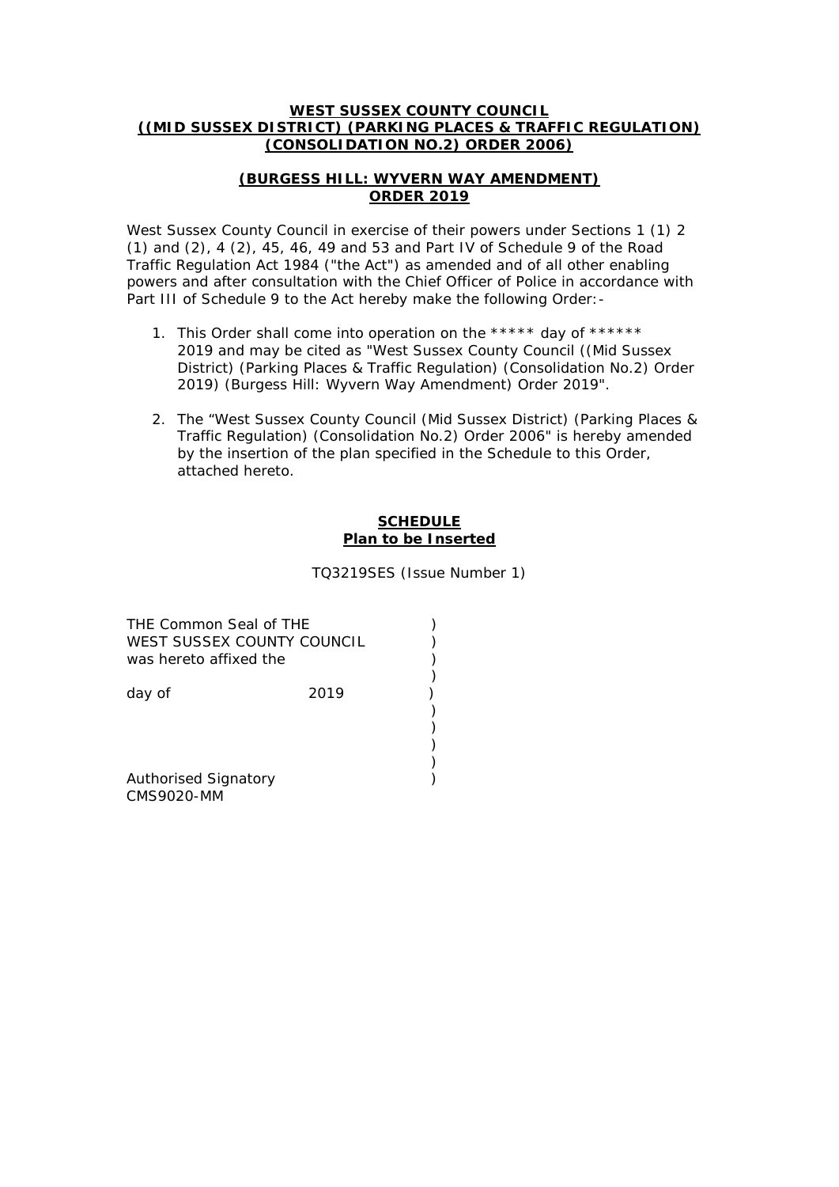**WEST SUSSEX COUNTY COUNCIL**
**((MID SUSSEX DISTRICT) (PARKING PLACES & TRAFFIC REGULATION) (CONSOLIDATION NO.2) ORDER 2006)**

**(BURGESS HILL: WYVERN WAY AMENDMENT) ORDER 2019**

West Sussex County Council in exercise of their powers under Sections 1 (1) 2 (1) and (2), 4 (2), 45, 46, 49 and 53 and Part IV of Schedule 9 of the Road Traffic Regulation Act 1984 ("the Act") as amended and of all other enabling powers and after consultation with the Chief Officer of Police in accordance with Part III of Schedule 9 to the Act hereby make the following Order:-

1. This Order shall come into operation on the ***** day of ****** 2019 and may be cited as "West Sussex County Council ((Mid Sussex District) (Parking Places & Traffic Regulation) (Consolidation No.2) Order 2019) (Burgess Hill: Wyvern Way Amendment) Order 2019".

2. The "West Sussex County Council (Mid Sussex District) (Parking Places & Traffic Regulation) (Consolidation No.2) Order 2006" is hereby amended by the insertion of the plan specified in the Schedule to this Order, attached hereto.

**SCHEDULE**
**Plan to be Inserted**

TQ3219SES (Issue Number 1)

THE Common Seal of THE )
WEST SUSSEX COUNTY COUNCIL )
was hereto affixed the )
)
day of 2019 )
)
)
)
)
Authorised Signatory )
CMS9020-MM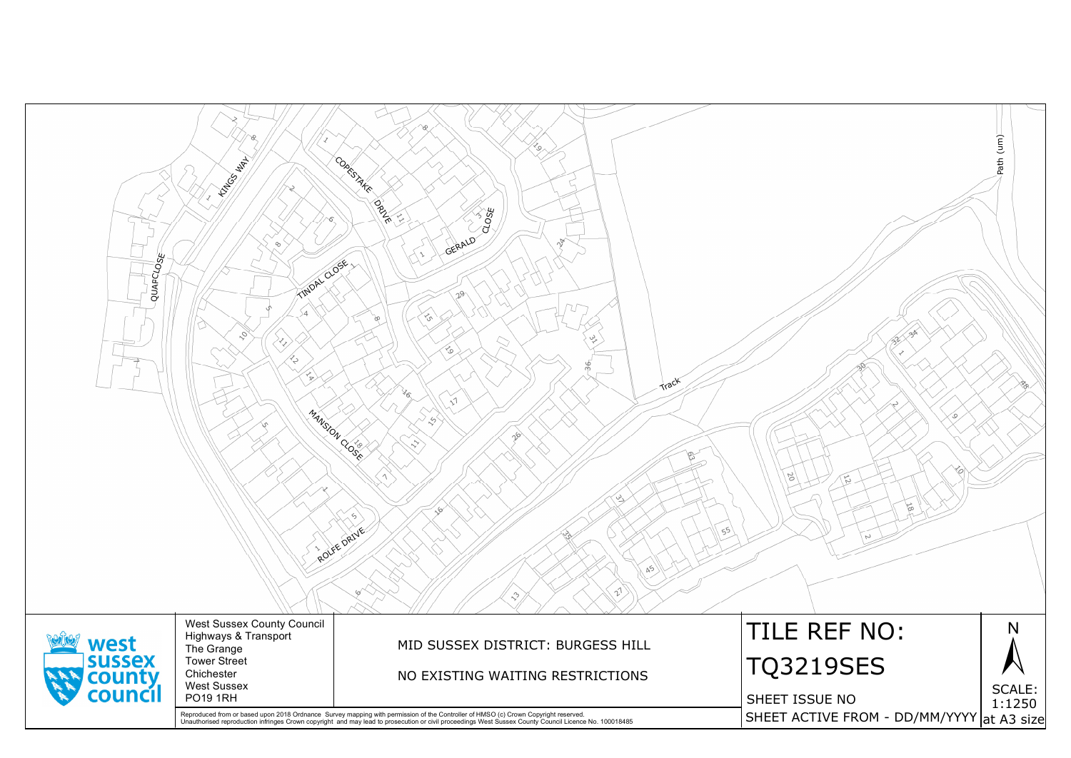West Sussex County Council
Highways & Transport
The Grange
Tower Street
Chichester
West Sussex
PO19 1RH

MID SUSSEX DISTRICT: BURGESS HILL

NO EXISTING WAITING RESTRICTIONS

# TILE REF NO: TQ3219SES

SHEET ISSUE NO

SHEET ACTIVE FROM - DD/MM/YYYY

N

SCALE: 1:1250 at A3 size

Reproduced from or based upon 2018 Ordnance Survey mapping with permission of the Controller of HMSO (c) Crown Copyright reserved.
Unauthorised reproduction infringes Crown copyright and may lead to prosecution or civil proceedings West Sussex County Council Licence No. 100018485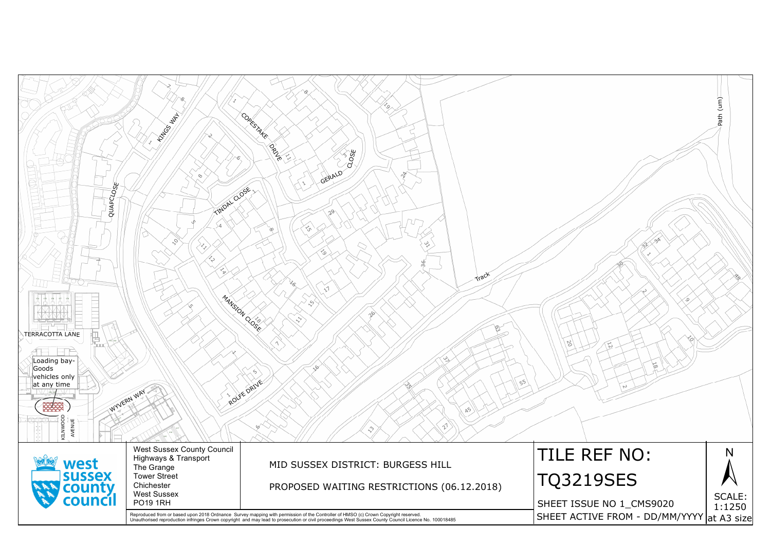TERRACOTTA LANE

Loading bay- Goods vehicles only at any time

KILNWOOD AVENUE

WYVERN WAY

ROLFE DRIVE

MANSION CLOSE

TINDAL CLOSE

COPESTAKE DRIVE

GERALD CLOSE

KINGS WAY

QUAPCLOSE

Track

Path (um)

West Sussex County Council
Highways & Transport
The Grange
Tower Street
Chichester
West Sussex
PO19 1RH

MID SUSSEX DISTRICT: BURGESS HILL

PROPOSED WAITING RESTRICTIONS (06.12.2018)

# TILE REF NO: TQ3219SES

SHEET ISSUE NO 1_CMS9020

SHEET ACTIVE FROM - DD/MM/YYYY

N

SCALE: 1:1250 at A3 size

Reproduced from or based upon 2018 Ordnance Survey mapping with permission of the Controller of HMSO (c) Crown Copyright reserved.
Unauthorised reproduction infringes Crown copyright and may lead to prosecution or civil proceedings West Sussex County Council Licence No. 100018485